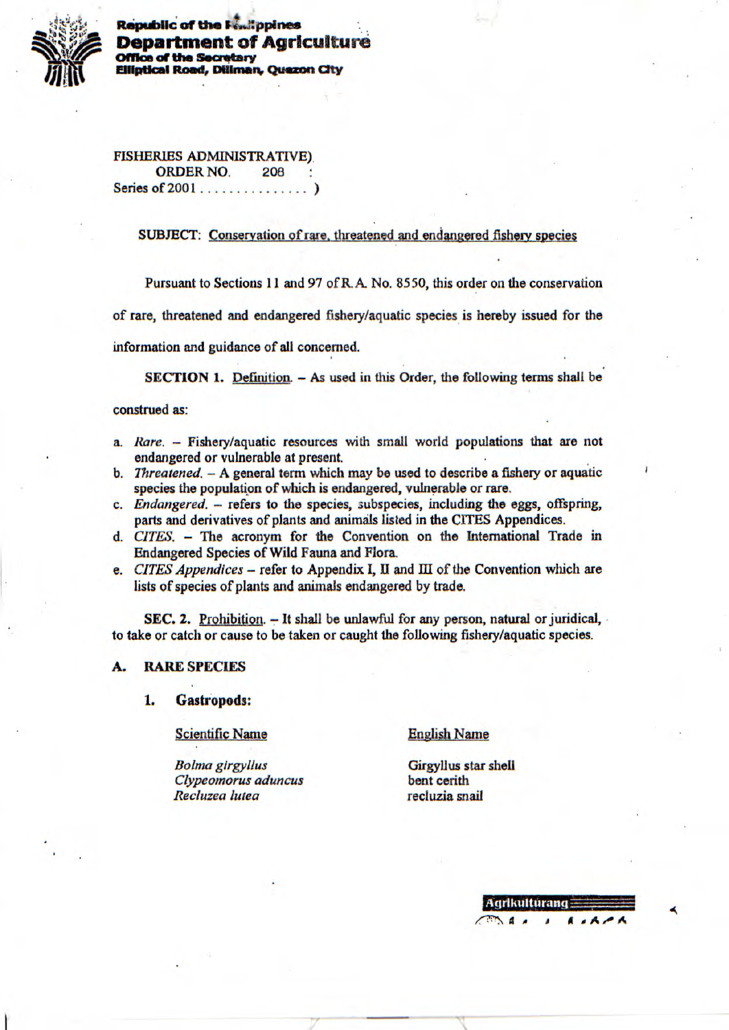Republic of the Philippines
**Department of Agriculture**
**Office of the Secretary**
**Elliptical Road, Diliman, Quezon City**

FISHERIES ADMINISTRATIVE)
ORDER NO. 208 :
Series of 2001 . . . . . . . . . . . . . . . )

SUBJECT: Conservation of rare, threatened and endangered fishery species

Pursuant to Sections 11 and 97 of R.A. No. 8550, this order on the conservation of rare, threatened and endangered fishery/aquatic species is hereby issued for the information and guidance of all concerned.

**SECTION 1.** Definition. – As used in this Order, the following terms shall be construed as:

a. *Rare.* – Fishery/aquatic resources with small world populations that are not endangered or vulnerable at present.
b. *Threatened.* – A general term which may be used to describe a fishery or aquatic species the population of which is endangered, vulnerable or rare.
c. *Endangered.* – refers to the species, subspecies, including the eggs, offspring, parts and derivatives of plants and animals listed in the CITES Appendices.
d. *CITES.* – The acronym for the Convention on the International Trade in Endangered Species of Wild Fauna and Flora.
e. *CITES Appendices* – refer to Appendix I, II and III of the Convention which are lists of species of plants and animals endangered by trade.

**SEC. 2.** Prohibition. – It shall be unlawful for any person, natural or juridical, to take or catch or cause to be taken or caught the following fishery/aquatic species.

**A. RARE SPECIES**

**1. Gastropods:**

| Scientific Name | English Name |
|---|---|
| *Bolma girgyllus* | Girgyllus star shell |
| *Clypeomorus aduncus* | bent cerith |
| *Recluzea lutea* | recluzia snail |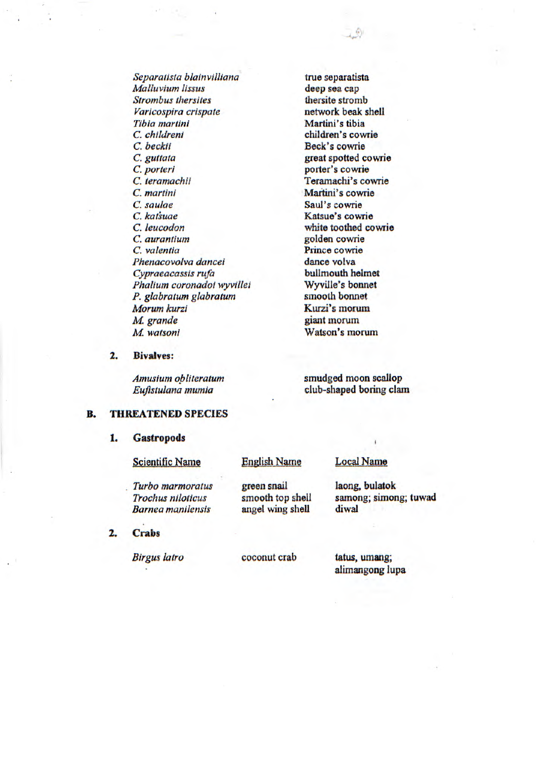| | |
|---|---|
| *Separatista blainvilliana* | true separatista |
| *Malluvium lissus* | deep sea cap |
| *Strombus thersites* | thersite stromb |
| *Varicospira crispate* | network beak shell |
| *Tibia martini* | Martini's tibia |
| *C. childreni* | children's cowrie |
| *C. beckii* | Beck's cowrie |
| *C. guttata* | great spotted cowrie |
| *C. porteri* | porter's cowrie |
| *C. teramachii* | Teramachi's cowrie |
| *C. martini* | Martini's cowrie |
| *C. saulae* | Saul's cowrie |
| *C. katsuae* | Katsue's cowrie |
| *C. leucodon* | white toothed cowrie |
| *C. aurantium* | golden cowrie |
| *C. valentia* | Prince cowrie |
| *Phenacovolva dancei* | dance volva |
| *Cypraeacassis rufa* | bullmouth helmet |
| *Phalium coronadoi wyvillei* | Wyville's bonnet |
| *P. glabratum glabratum* | smooth bonnet |
| *Morum kurzi* | Kurzi's morum |
| *M. grande* | giant morum |
| *M. watsoni* | Watson's morum |

**2. Bivalves:**

| | |
|---|---|
| *Amusium obliteratum* | smudged moon scallop |
| *Eufistulana mumia* | club-shaped boring clam |

## B. THREATENED SPECIES

**1. Gastropods**

| Scientific Name | English Name | Local Name |
|---|---|---|
| *Turbo marmoratus* | green snail | laong, bulatok |
| *Trochus niloticus* | smooth top shell | samong; simong; tuwad |
| *Barnea manilensis* | angel wing shell | diwal |

**2. Crabs**

| | | |
|---|---|---|
| *Birgus latro* | coconut crab | tatus, umang; alimangong lupa |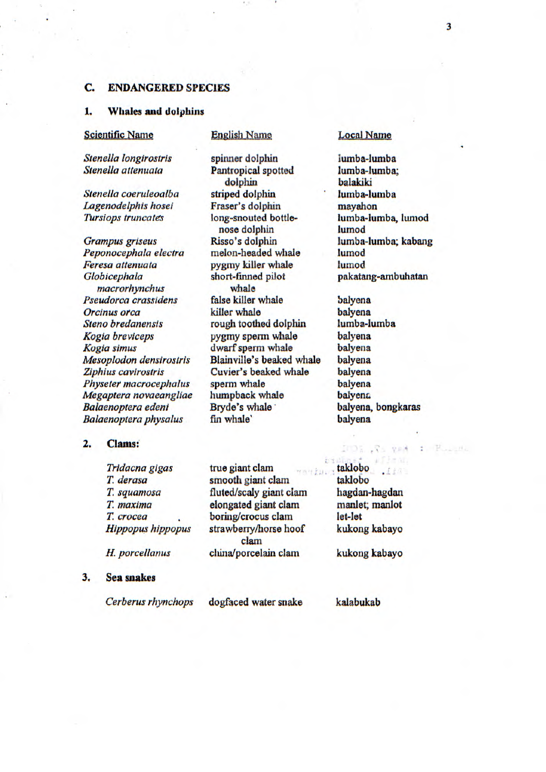## C. ENDANGERED SPECIES

### 1. Whales and dolphins

| Scientific Name | English Name | Local Name |
|---|---|---|
| *Stenella longirostris* | spinner dolphin | lumba-lumba |
| *Stenella attenuata* | Pantropical spotted dolphin | lumba-lumba; balakiki |
| *Stenella coeruleoalba* | striped dolphin | lumba-lumba |
| *Lagenodelphis hosei* | Fraser's dolphin | mayahon |
| *Tursiops truncates* | long-snouted bottle-nose dolphin | lumba-lumba, lumod lumod |
| *Grampus griseus* | Risso's dolphin | lumba-lumba; kabang |
| *Peponocephala electra* | melon-headed whale | lumod |
| *Feresa attenuata* | pygmy killer whale | lumod |
| *Globicephala macrorhynchus* | short-finned pilot whale | pakatang-ambuhatan |
| *Pseudorca crassidens* | false killer whale | balyena |
| *Orcinus orca* | killer whale | balyena |
| *Steno bredanensis* | rough toothed dolphin | lumba-lumba |
| *Kogia breviceps* | pygmy sperm whale | balyena |
| *Kogia simus* | dwarf sperm whale | balyena |
| *Mesoplodon densirostris* | Blainville's beaked whale | balyena |
| *Ziphius cavirostris* | Cuvier's beaked whale | balyena |
| *Physeter macrocephalus* | sperm whale | balyena |
| *Megaptera novaeangliae* | humpback whale | balyena |
| *Balaenoptera edeni* | Bryde's whale | balyena, bongkaras |
| *Balaenoptera physalus* | fin whale' | balyena |

### 2. Clams:

| Scientific Name | English Name | Local Name |
|---|---|---|
| *Tridacna gigas* | true giant clam | taklobo |
| *T. derasa* | smooth giant clam | taklobo |
| *T. squamosa* | fluted/scaly giant clam | hagdan-hagdan |
| *T. maxima* | elongated giant clam | manlet; manlot |
| *T. crocea* | boring/crocus clam | let-let |
| *Hippopus hippopus* | strawberry/horse hoof clam | kukong kabayo |
| *H. porcellanus* | china/porcelain clam | kukong kabayo |

### 3. Sea snakes

| Scientific Name | English Name | Local Name |
|---|---|---|
| *Cerberus rhynchops* | dogfaced water snake | kalabukab |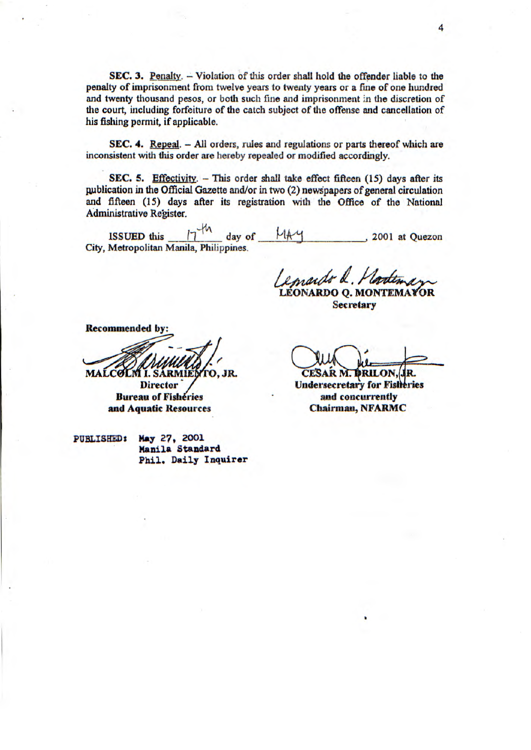**SEC. 3.** Penalty. – Violation of this order shall hold the offender liable to the penalty of imprisonment from twelve years to twenty years or a fine of one hundred and twenty thousand pesos, or both such fine and imprisonment in the discretion of the court, including forfeiture of the catch subject of the offense and cancellation of his fishing permit, if applicable.

**SEC. 4.** Repeal. – All orders, rules and regulations or parts thereof which are inconsistent with this order are hereby repealed or modified accordingly.

**SEC. 5.** Effectivity. – This order shall take effect fifteen (15) days after its publication in the Official Gazette and/or in two (2) newspapers of general circulation and fifteen (15) days after its registration with the Office of the National Administrative Register.

ISSUED this 17th day of MAY, 2001 at Quezon City, Metropolitan Manila, Philippines.

**LEONARDO Q. MONTEMAYOR**
**Secretary**

**Recommended by:**

**MALCOLM I. SARMIENTO, JR.**
**Director**
**Bureau of Fisheries and Aquatic Resources**

**CESAR M. DRILON, JR.**
**Undersecretary for Fisheries and concurrently Chairman, NFARMC**

PUBLISHED: May 27, 2001
Manila Standard
Phil. Daily Inquirer